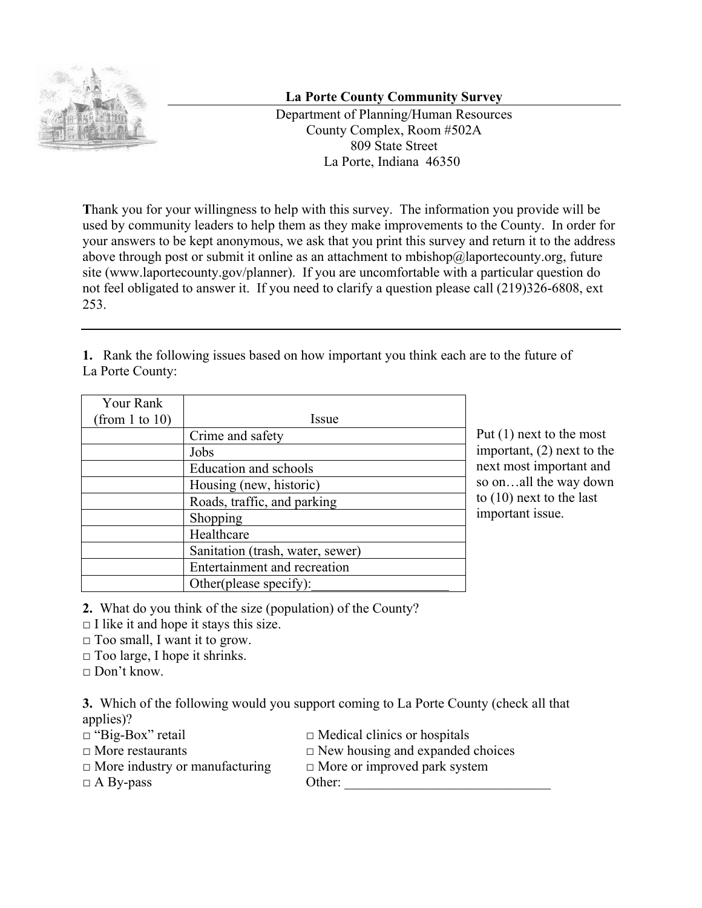## La Porte County Community Survey

Department of Planning/Human Resources
County Complex, Room #502A
809 State Street
La Porte, Indiana 46350

Thank you for your willingness to help with this survey. The information you provide will be used by community leaders to help them as they make improvements to the County. In order for your answers to be kept anonymous, we ask that you print this survey and return it to the address above through post or submit it online as an attachment to mbishop@laportecounty.org, future site (www.laportecounty.gov/planner). If you are uncomfortable with a particular question do not feel obligated to answer it. If you need to clarify a question please call (219)326-6808, ext 253.

---

**1.** Rank the following issues based on how important you think each are to the future of La Porte County:

| Your Rank (from 1 to 10) | Issue |
|---|---|
| | Crime and safety |
| | Jobs |
| | Education and schools |
| | Housing (new, historic) |
| | Roads, traffic, and parking |
| | Shopping |
| | Healthcare |
| | Sanitation (trash, water, sewer) |
| | Entertainment and recreation |
| | Other(please specify):____________________ |

Put (1) next to the most important, (2) next to the next most important and so on…all the way down to (10) next to the last important issue.

**2.** What do you think of the size (population) of the County?

□ I like it and hope it stays this size.
□ Too small, I want it to grow.
□ Too large, I hope it shrinks.
□ Don't know.

**3.** Which of the following would you support coming to La Porte County (check all that applies)?

□ "Big-Box" retail
□ More restaurants
□ More industry or manufacturing
□ A By-pass
□ Medical clinics or hospitals
□ New housing and expanded choices
□ More or improved park system
Other: _______________________________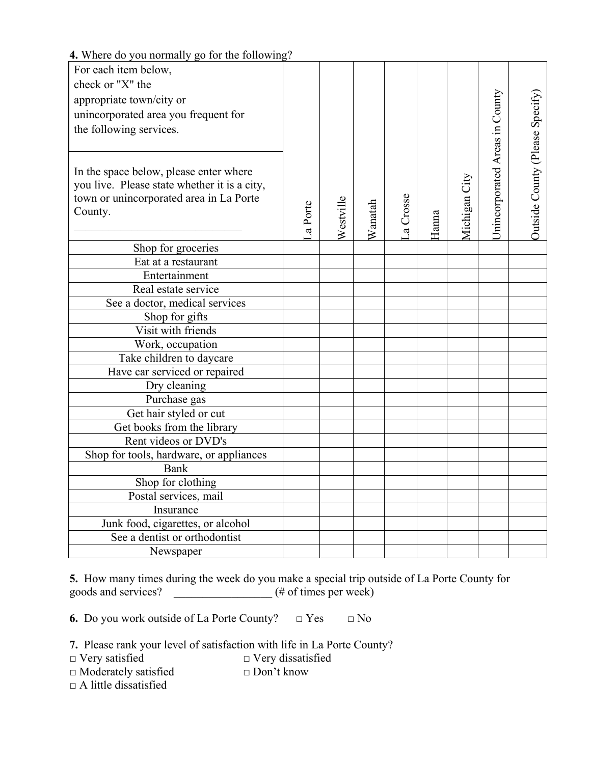**4.** Where do you normally go for the following?

| For each item below, check or "X" the appropriate town/city or unincorporated area you frequent for the following services.<br><br>In the space below, please enter where you live. Please state whether it is a city, town or unincorporated area in La Porte County.<br>______________________________ | La Porte | Westville | Wanatah | La Crosse | Hanna | Michigan City | Unincorporated Areas in County | Outside County (Please Specify) |
|---|---|---|---|---|---|---|---|---|
| Shop for groceries | | | | | | | | |
| Eat at a restaurant | | | | | | | | |
| Entertainment | | | | | | | | |
| Real estate service | | | | | | | | |
| See a doctor, medical services | | | | | | | | |
| Shop for gifts | | | | | | | | |
| Visit with friends | | | | | | | | |
| Work, occupation | | | | | | | | |
| Take children to daycare | | | | | | | | |
| Have car serviced or repaired | | | | | | | | |
| Dry cleaning | | | | | | | | |
| Purchase gas | | | | | | | | |
| Get hair styled or cut | | | | | | | | |
| Get books from the library | | | | | | | | |
| Rent videos or DVD's | | | | | | | | |
| Shop for tools, hardware, or appliances | | | | | | | | |
| Bank | | | | | | | | |
| Shop for clothing | | | | | | | | |
| Postal services, mail | | | | | | | | |
| Insurance | | | | | | | | |
| Junk food, cigarettes, or alcohol | | | | | | | | |
| See a dentist or orthodontist | | | | | | | | |
| Newspaper | | | | | | | | |

**5.** How many times during the week do you make a special trip outside of La Porte County for goods and services? _________________ (# of times per week)

**6.** Do you work outside of La Porte County? □ Yes □ No

**7.** Please rank your level of satisfaction with life in La Porte County?

□ Very satisfied
□ Moderately satisfied
□ A little dissatisfied
□ Very dissatisfied
□ Don't know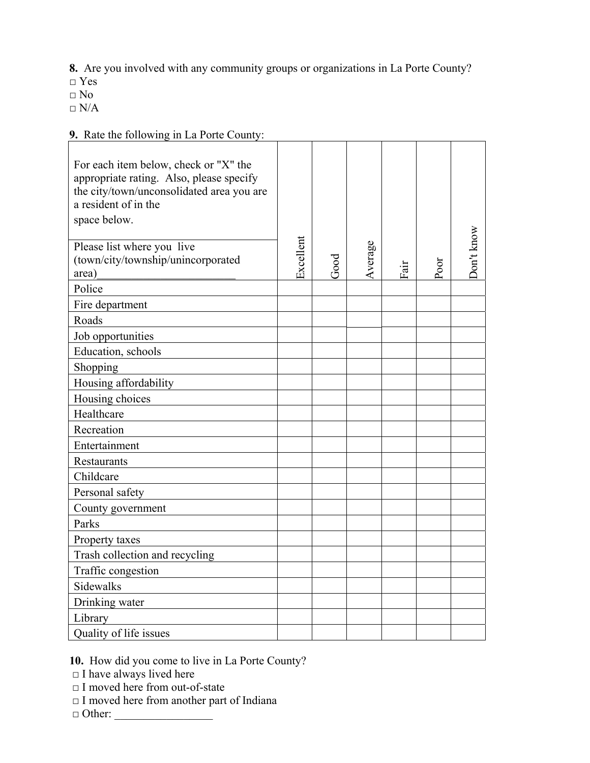**8.** Are you involved with any community groups or organizations in La Porte County?
□ Yes
□ No
□ N/A

**9.** Rate the following in La Porte County:

| For each item below, check or "X" the appropriate rating. Also, please specify the city/town/unconsolidated area you are a resident of in the space below.<br><br>Please list where you live (town/city/township/unincorporated area)________________________ | Excellent | Good | Average | Fair | Poor | Don't know |
|---|---|---|---|---|---|---|
| Police | | | | | | |
| Fire department | | | | | | |
| Roads | | | | | | |
| Job opportunities | | | | | | |
| Education, schools | | | | | | |
| Shopping | | | | | | |
| Housing affordability | | | | | | |
| Housing choices | | | | | | |
| Healthcare | | | | | | |
| Recreation | | | | | | |
| Entertainment | | | | | | |
| Restaurants | | | | | | |
| Childcare | | | | | | |
| Personal safety | | | | | | |
| County government | | | | | | |
| Parks | | | | | | |
| Property taxes | | | | | | |
| Trash collection and recycling | | | | | | |
| Traffic congestion | | | | | | |
| Sidewalks | | | | | | |
| Drinking water | | | | | | |
| Library | | | | | | |
| Quality of life issues | | | | | | |

**10.** How did you come to live in La Porte County?
□ I have always lived here
□ I moved here from out-of-state
□ I moved here from another part of Indiana
□ Other: _________________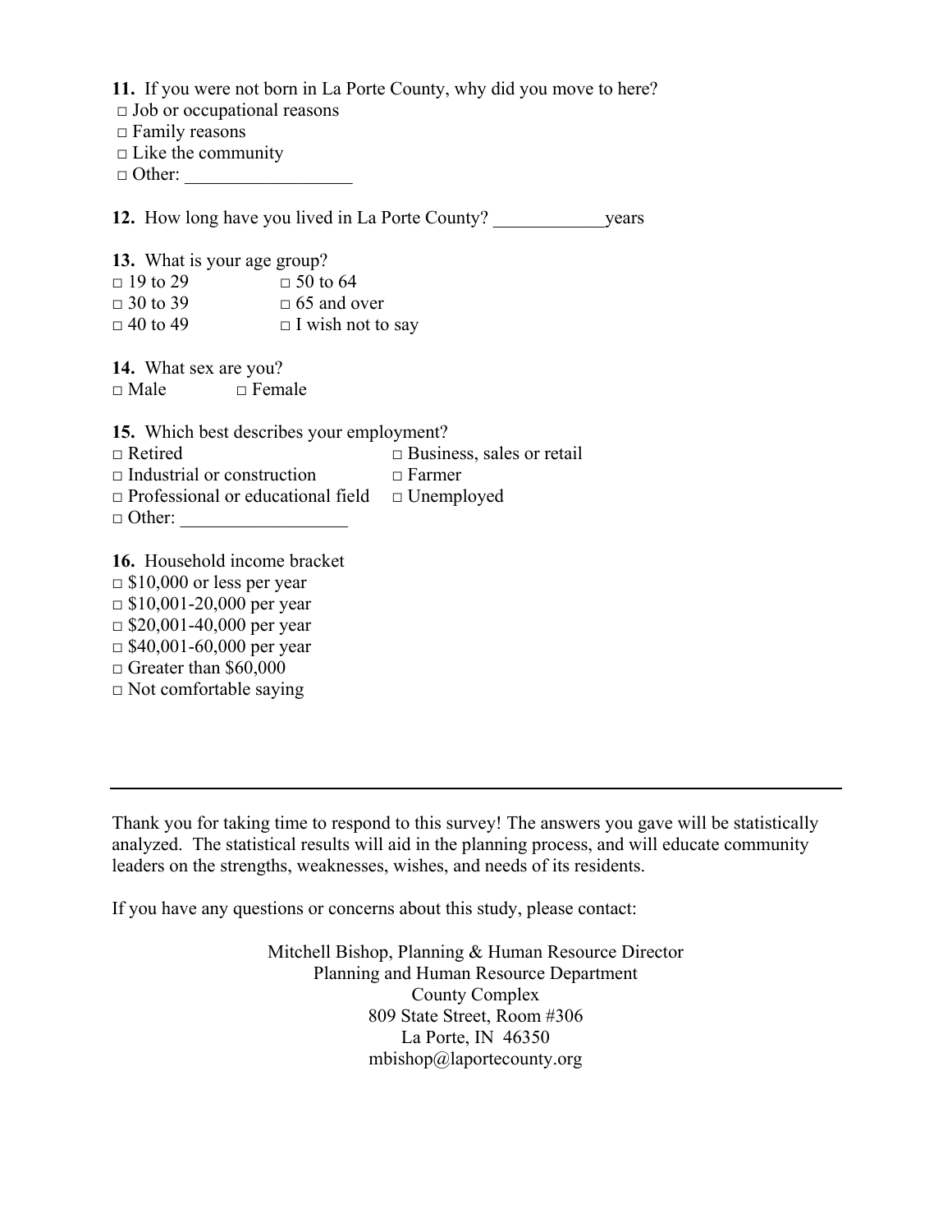**11.** If you were not born in La Porte County, why did you move to here?

□ Job or occupational reasons
□ Family reasons
□ Like the community
□ Other: __________________

**12.** How long have you lived in La Porte County? ____________years

**13.** What is your age group?

□ 19 to 29
□ 30 to 39
□ 40 to 49
□ 50 to 64
□ 65 and over
□ I wish not to say

**14.** What sex are you?

□ Male
□ Female

**15.** Which best describes your employment?

□ Retired
□ Industrial or construction
□ Professional or educational field
□ Business, sales or retail
□ Farmer
□ Unemployed
□ Other: __________________

**16.** Household income bracket

□ $10,000 or less per year
□ $10,001-20,000 per year
□ $20,001-40,000 per year
□ $40,001-60,000 per year
□ Greater than $60,000
□ Not comfortable saying

---

Thank you for taking time to respond to this survey! The answers you gave will be statistically analyzed. The statistical results will aid in the planning process, and will educate community leaders on the strengths, weaknesses, wishes, and needs of its residents.

If you have any questions or concerns about this study, please contact:

Mitchell Bishop, Planning & Human Resource Director
Planning and Human Resource Department
County Complex
809 State Street, Room #306
La Porte, IN 46350
mbishop@laportecounty.org